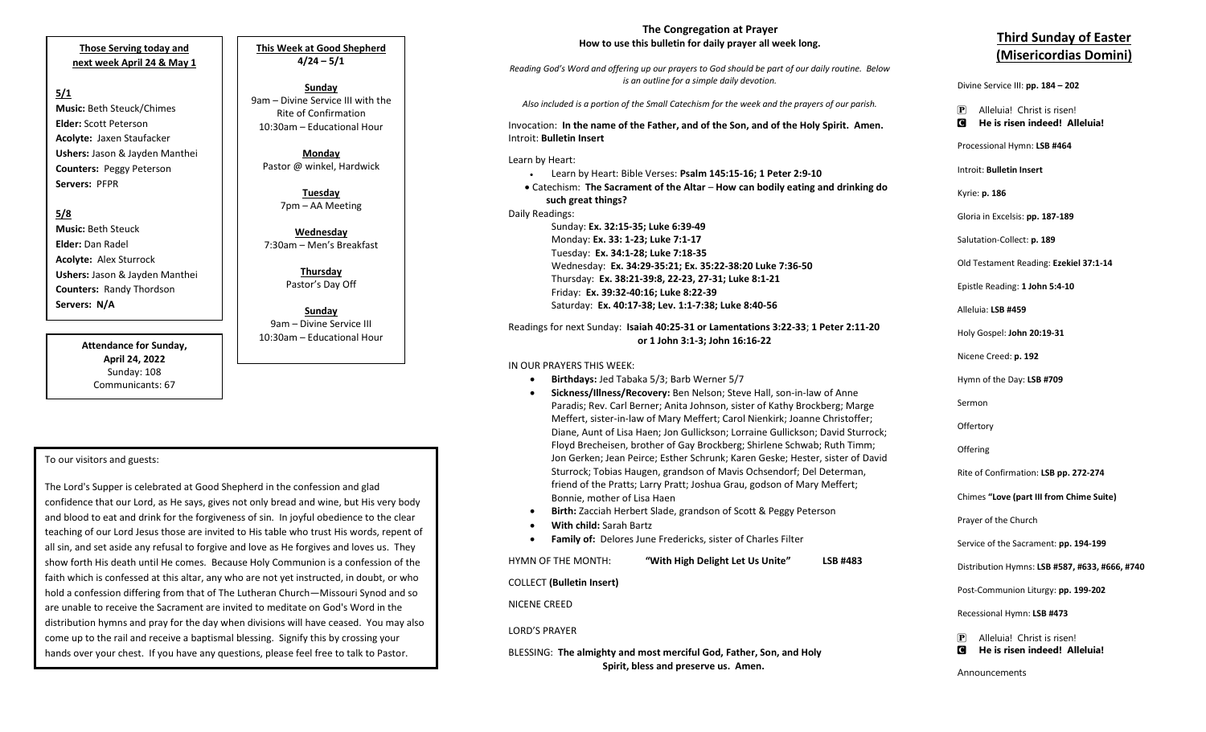**Those Serving today and next week April 24 & May 1**

**5/1**

**Music:** Beth Steuck/Chimes
**Elder:** Scott Peterson
**Acolyte:** Jaxen Staufacker
**Ushers:** Jason & Jayden Manthei
**Counters:** Peggy Peterson
**Servers:** PFPR

**5/8**

**Music:** Beth Steuck
**Elder:** Dan Radel
**Acolyte:** Alex Sturrock
**Ushers:** Jason & Jayden Manthei
**Counters:** Randy Thordson
**Servers: N/A**

**This Week at Good Shepherd**
**4/24 – 5/1**

**Sunday**
9am – Divine Service III with the Rite of Confirmation
10:30am – Educational Hour

**Monday**
Pastor @ winkel, Hardwick

**Tuesday**
7pm – AA Meeting

**Wednesday**
7:30am – Men's Breakfast

**Thursday**
Pastor's Day Off

**Sunday**
9am – Divine Service III
10:30am – Educational Hour

**Attendance for Sunday, April 24, 2022**
Sunday: 108
Communicants: 67

To our visitors and guests:

The Lord's Supper is celebrated at Good Shepherd in the confession and glad confidence that our Lord, as He says, gives not only bread and wine, but His very body and blood to eat and drink for the forgiveness of sin. In joyful obedience to the clear teaching of our Lord Jesus those are invited to His table who trust His words, repent of all sin, and set aside any refusal to forgive and love as He forgives and loves us. They show forth His death until He comes. Because Holy Communion is a confession of the faith which is confessed at this altar, any who are not yet instructed, in doubt, or who hold a confession differing from that of The Lutheran Church—Missouri Synod and so are unable to receive the Sacrament are invited to meditate on God's Word in the distribution hymns and pray for the day when divisions will have ceased. You may also come up to the rail and receive a baptismal blessing. Signify this by crossing your hands over your chest. If you have any questions, please feel free to talk to Pastor.

## The Congregation at Prayer

**How to use this bulletin for daily prayer all week long.**

*Reading God's Word and offering up our prayers to God should be part of our daily routine. Below is an outline for a simple daily devotion.*

*Also included is a portion of the Small Catechism for the week and the prayers of our parish.*

Invocation: **In the name of the Father, and of the Son, and of the Holy Spirit. Amen.**
Introit: **Bulletin Insert**

Learn by Heart:

- Learn by Heart: Bible Verses: **Psalm 145:15-16; 1 Peter 2:9-10**
- Catechism: **The Sacrament of the Altar** – **How can bodily eating and drinking do such great things?**

Daily Readings:

Sunday: **Ex. 32:15-35; Luke 6:39-49**
Monday: **Ex. 33: 1-23; Luke 7:1-17**
Tuesday: **Ex. 34:1-28; Luke 7:18-35**
Wednesday: **Ex. 34:29-35:21; Ex. 35:22-38:20 Luke 7:36-50**
Thursday: **Ex. 38:21-39:8, 22-23, 27-31; Luke 8:1-21**
Friday: **Ex. 39:32-40:16; Luke 8:22-39**
Saturday: **Ex. 40:17-38; Lev. 1:1-7:38; Luke 8:40-56**

Readings for next Sunday: **Isaiah 40:25-31 or Lamentations 3:22-33**; **1 Peter 2:11-20 or 1 John 3:1-3; John 16:16-22**

IN OUR PRAYERS THIS WEEK:

- **Birthdays:** Jed Tabaka 5/3; Barb Werner 5/7
- **Sickness/Illness/Recovery:** Ben Nelson; Steve Hall, son-in-law of Anne Paradis; Rev. Carl Berner; Anita Johnson, sister of Kathy Brockberg; Marge Meffert, sister-in-law of Mary Meffert; Carol Nienkirk; Joanne Christoffer; Diane, Aunt of Lisa Haen; Jon Gullickson; Lorraine Gullickson; David Sturrock; Floyd Brecheisen, brother of Gay Brockberg; Shirlene Schwab; Ruth Timm; Jon Gerken; Jean Peirce; Esther Schrunk; Karen Geske; Hester, sister of David Sturrock; Tobias Haugen, grandson of Mavis Ochsendorf; Del Determan, friend of the Pratts; Larry Pratt; Joshua Grau, godson of Mary Meffert; Bonnie, mother of Lisa Haen
- **Birth:** Zacciah Herbert Slade, grandson of Scott & Peggy Peterson
- **With child:** Sarah Bartz
- **Family of:** Delores June Fredericks, sister of Charles Filter

HYMN OF THE MONTH: **"With High Delight Let Us Unite" LSB #483**

COLLECT **(Bulletin Insert)**

NICENE CREED

LORD'S PRAYER

BLESSING: **The almighty and most merciful God, Father, Son, and Holy Spirit, bless and preserve us. Amen.**

## Third Sunday of Easter (Misericordias Domini)

Divine Service III: **pp. 184 – 202**

P Alleluia! Christ is risen!
C **He is risen indeed! Alleluia!**

Processional Hymn: **LSB #464**

Introit: **Bulletin Insert**

Kyrie: **p. 186**

Gloria in Excelsis: **pp. 187-189**

Salutation-Collect: **p. 189**

Old Testament Reading: **Ezekiel 37:1-14**

Epistle Reading: **1 John 5:4-10**

Alleluia: **LSB #459**

Holy Gospel: **John 20:19-31**

Nicene Creed: **p. 192**

Hymn of the Day: **LSB #709**

Sermon

Offertory

Offering

Rite of Confirmation: **LSB pp. 272-274**

Chimes **"Love (part III from Chime Suite)**

Prayer of the Church

Service of the Sacrament: **pp. 194-199**

Distribution Hymns: **LSB #587, #633, #666, #740**

Post-Communion Liturgy: **pp. 199-202**

Recessional Hymn: **LSB #473**

P Alleluia! Christ is risen!
C **He is risen indeed! Alleluia!**

Announcements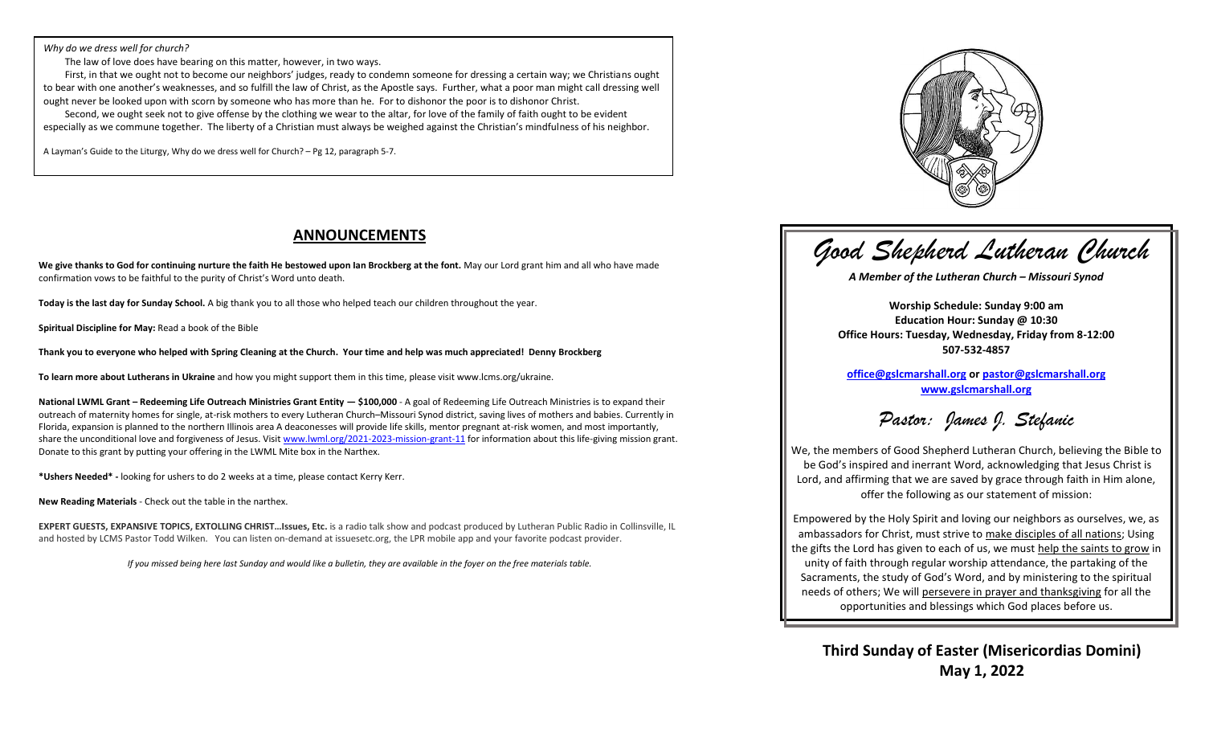*Why do we dress well for church?*

The law of love does have bearing on this matter, however, in two ways.

First, in that we ought not to become our neighbors' judges, ready to condemn someone for dressing a certain way; we Christians ought to bear with one another's weaknesses, and so fulfill the law of Christ, as the Apostle says. Further, what a poor man might call dressing well ought never be looked upon with scorn by someone who has more than he. For to dishonor the poor is to dishonor Christ.

Second, we ought seek not to give offense by the clothing we wear to the altar, for love of the family of faith ought to be evident especially as we commune together. The liberty of a Christian must always be weighed against the Christian's mindfulness of his neighbor.

A Layman's Guide to the Liturgy, Why do we dress well for Church? – Pg 12, paragraph 5-7.

## ANNOUNCEMENTS

**We give thanks to God for continuing nurture the faith He bestowed upon Ian Brockberg at the font.** May our Lord grant him and all who have made confirmation vows to be faithful to the purity of Christ's Word unto death.

**Today is the last day for Sunday School.** A big thank you to all those who helped teach our children throughout the year.

**Spiritual Discipline for May:** Read a book of the Bible

**Thank you to everyone who helped with Spring Cleaning at the Church. Your time and help was much appreciated! Denny Brockberg**

**To learn more about Lutherans in Ukraine** and how you might support them in this time, please visit www.lcms.org/ukraine.

**National LWML Grant – Redeeming Life Outreach Ministries Grant Entity — $100,000** - A goal of Redeeming Life Outreach Ministries is to expand their outreach of maternity homes for single, at-risk mothers to every Lutheran Church–Missouri Synod district, saving lives of mothers and babies. Currently in Florida, expansion is planned to the northern Illinois area A deaconesses will provide life skills, mentor pregnant at-risk women, and most importantly, share the unconditional love and forgiveness of Jesus. Visit www.lwml.org/2021-2023-mission-grant-11 for information about this life-giving mission grant. Donate to this grant by putting your offering in the LWML Mite box in the Narthex.

**\*Ushers Needed\* -** looking for ushers to do 2 weeks at a time, please contact Kerry Kerr.

**New Reading Materials** - Check out the table in the narthex.

**EXPERT GUESTS, EXPANSIVE TOPICS, EXTOLLING CHRIST…Issues, Etc.** is a radio talk show and podcast produced by Lutheran Public Radio in Collinsville, IL and hosted by LCMS Pastor Todd Wilken. You can listen on-demand at issuesetc.org, the LPR mobile app and your favorite podcast provider.

*If you missed being here last Sunday and would like a bulletin, they are available in the foyer on the free materials table.*

# *Good Shepherd Lutheran Church*

***A Member of the Lutheran Church – Missouri Synod***

**Worship Schedule: Sunday 9:00 am**
**Education Hour: Sunday @ 10:30**
**Office Hours: Tuesday, Wednesday, Friday from 8-12:00**
**507-532-4857**

**office@gslcmarshall.org or pastor@gslcmarshall.org**
**www.gslcmarshall.org**

*Pastor: James J. Stefanic*

We, the members of Good Shepherd Lutheran Church, believing the Bible to be God's inspired and inerrant Word, acknowledging that Jesus Christ is Lord, and affirming that we are saved by grace through faith in Him alone, offer the following as our statement of mission:

Empowered by the Holy Spirit and loving our neighbors as ourselves, we, as ambassadors for Christ, must strive to make disciples of all nations; Using the gifts the Lord has given to each of us, we must help the saints to grow in unity of faith through regular worship attendance, the partaking of the Sacraments, the study of God's Word, and by ministering to the spiritual needs of others; We will persevere in prayer and thanksgiving for all the opportunities and blessings which God places before us.

**Third Sunday of Easter (Misericordias Domini)**
**May 1, 2022**